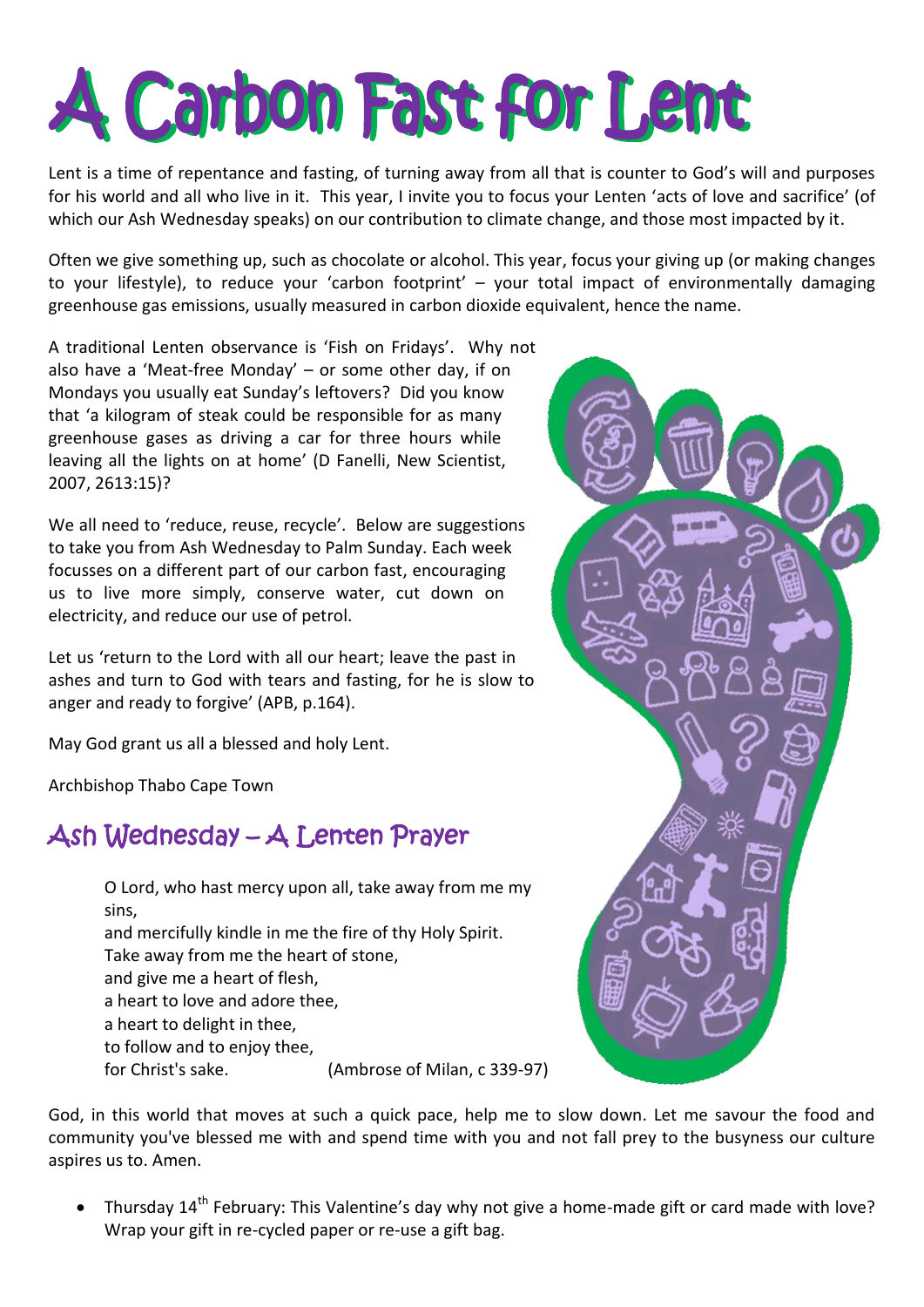# A Carbon Fast for Lent

Lent is a time of repentance and fasting, of turning away from all that is counter to God's will and purposes for his world and all who live in it. This year, I invite you to focus your Lenten 'acts of love and sacrifice' (of which our Ash Wednesday speaks) on our contribution to climate change, and those most impacted by it.

Often we give something up, such as chocolate or alcohol. This year, focus your giving up (or making changes to your lifestyle), to reduce your 'carbon footprint' – your total impact of environmentally damaging greenhouse gas emissions, usually measured in carbon dioxide equivalent, hence the name.

A traditional Lenten observance is 'Fish on Fridays'. Why not also have a 'Meat-free Monday' – or some other day, if on Mondays you usually eat Sunday's leftovers? Did you know that 'a kilogram of steak could be responsible for as many greenhouse gases as driving a car for three hours while leaving all the lights on at home' (D Fanelli, New Scientist, 2007, 2613:15)?

We all need to 'reduce, reuse, recycle'. Below are suggestions to take you from Ash Wednesday to Palm Sunday. Each week focusses on a different part of our carbon fast, encouraging us to live more simply, conserve water, cut down on electricity, and reduce our use of petrol.

Let us 'return to the Lord with all our heart; leave the past in ashes and turn to God with tears and fasting, for he is slow to anger and ready to forgive' (APB, p.164).

May God grant us all a blessed and holy Lent.

Archbishop Thabo Cape Town

## Ash Wednesday – A Lenten Prayer

> O Lord, who hast mercy upon all, take away from me my sins,
> and mercifully kindle in me the fire of thy Holy Spirit.
> Take away from me the heart of stone,
> and give me a heart of flesh,
> a heart to love and adore thee,
> a heart to delight in thee,
> to follow and to enjoy thee,
> for Christ's sake. (Ambrose of Milan, c 339-97)

God, in this world that moves at such a quick pace, help me to slow down. Let me savour the food and community you've blessed me with and spend time with you and not fall prey to the busyness our culture aspires us to. Amen.

- Thursday 14th February: This Valentine's day why not give a home-made gift or card made with love? Wrap your gift in re-cycled paper or re-use a gift bag.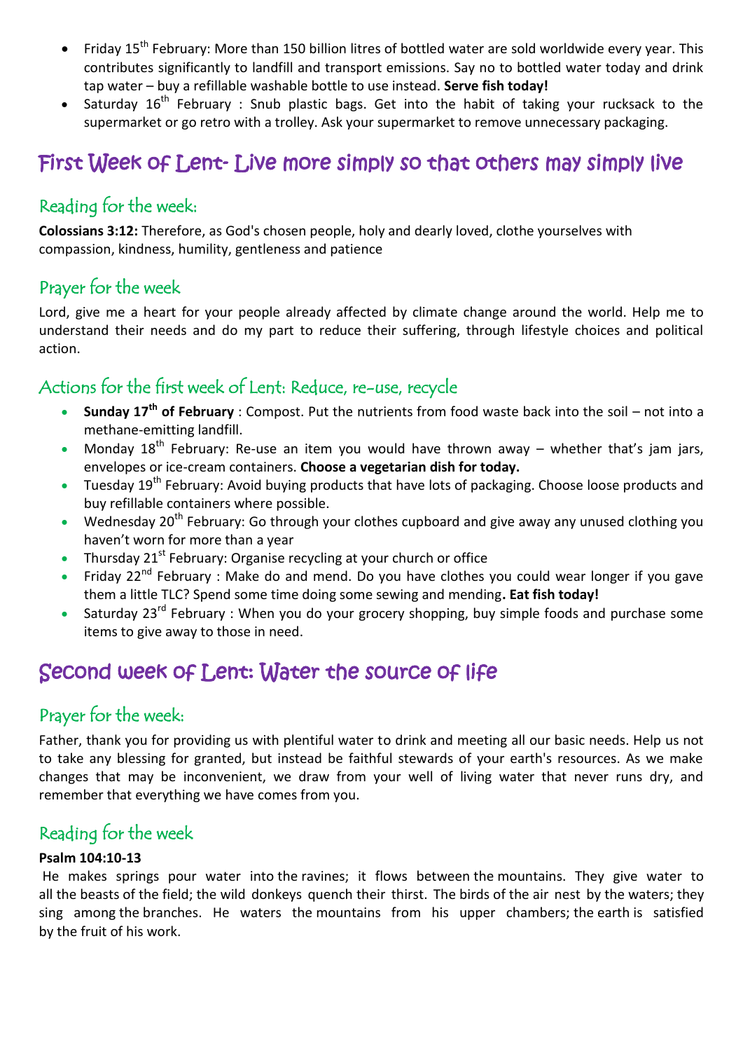- Friday 15th February: More than 150 billion litres of bottled water are sold worldwide every year. This contributes significantly to landfill and transport emissions. Say no to bottled water today and drink tap water – buy a refillable washable bottle to use instead. **Serve fish today!**
- Saturday 16th February : Snub plastic bags. Get into the habit of taking your rucksack to the supermarket or go retro with a trolley. Ask your supermarket to remove unnecessary packaging.

# First Week of Lent- Live more simply so that others may simply live

## Reading for the week:

**Colossians 3:12:** Therefore, as God's chosen people, holy and dearly loved, clothe yourselves with compassion, kindness, humility, gentleness and patience

## Prayer for the week

Lord, give me a heart for your people already affected by climate change around the world. Help me to understand their needs and do my part to reduce their suffering, through lifestyle choices and political action.

## Actions for the first week of Lent: Reduce, re-use, recycle

- **Sunday 17th of February** : Compost. Put the nutrients from food waste back into the soil – not into a methane-emitting landfill.
- Monday 18th February: Re-use an item you would have thrown away – whether that's jam jars, envelopes or ice-cream containers. **Choose a vegetarian dish for today.**
- Tuesday 19th February: Avoid buying products that have lots of packaging. Choose loose products and buy refillable containers where possible.
- Wednesday 20th February: Go through your clothes cupboard and give away any unused clothing you haven't worn for more than a year
- Thursday 21st February: Organise recycling at your church or office
- Friday 22nd February : Make do and mend. Do you have clothes you could wear longer if you gave them a little TLC? Spend some time doing some sewing and mending**. Eat fish today!**
- Saturday 23rd February : When you do your grocery shopping, buy simple foods and purchase some items to give away to those in need.

# Second week of Lent: Water the source of life

## Prayer for the week:

Father, thank you for providing us with plentiful water to drink and meeting all our basic needs. Help us not to take any blessing for granted, but instead be faithful stewards of your earth's resources. As we make changes that may be inconvenient, we draw from your well of living water that never runs dry, and remember that everything we have comes from you.

## Reading for the week

**Psalm 104:10-13**

He makes springs pour water into the ravines; it flows between the mountains. They give water to all the beasts of the field; the wild donkeys quench their thirst. The birds of the air nest by the waters; they sing among the branches. He waters the mountains from his upper chambers; the earth is satisfied by the fruit of his work.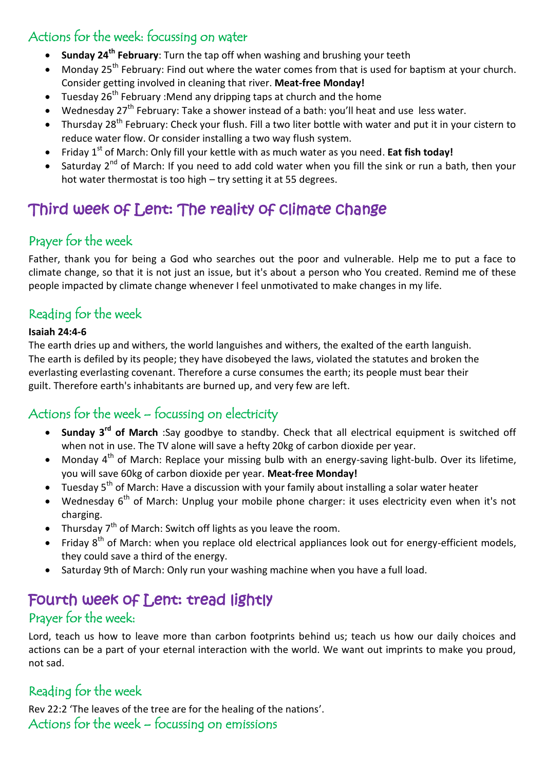## Actions for the week: focussing on water

- **Sunday 24th February**: Turn the tap off when washing and brushing your teeth
- Monday 25th February: Find out where the water comes from that is used for baptism at your church. Consider getting involved in cleaning that river. **Meat-free Monday!**
- Tuesday 26th February :Mend any dripping taps at church and the home
- Wednesday 27th February: Take a shower instead of a bath: you'll heat and use less water.
- Thursday 28th February: Check your flush. Fill a two liter bottle with water and put it in your cistern to reduce water flow. Or consider installing a two way flush system.
- Friday 1st of March: Only fill your kettle with as much water as you need. **Eat fish today!**
- Saturday 2nd of March: If you need to add cold water when you fill the sink or run a bath, then your hot water thermostat is too high – try setting it at 55 degrees.

# Third week of Lent: The reality of climate change

## Prayer for the week

Father, thank you for being a God who searches out the poor and vulnerable. Help me to put a face to climate change, so that it is not just an issue, but it's about a person who You created. Remind me of these people impacted by climate change whenever I feel unmotivated to make changes in my life.

## Reading for the week

**Isaiah 24:4-6**

The earth dries up and withers, the world languishes and withers, the exalted of the earth languish. The earth is defiled by its people; they have disobeyed the laws, violated the statutes and broken the everlasting everlasting covenant. Therefore a curse consumes the earth; its people must bear their guilt. Therefore earth's inhabitants are burned up, and very few are left.

## Actions for the week – focussing on electricity

- **Sunday 3rd of March** :Say goodbye to standby. Check that all electrical equipment is switched off when not in use. The TV alone will save a hefty 20kg of carbon dioxide per year.
- Monday 4th of March: Replace your missing bulb with an energy-saving light-bulb. Over its lifetime, you will save 60kg of carbon dioxide per year. **Meat-free Monday!**
- Tuesday 5th of March: Have a discussion with your family about installing a solar water heater
- Wednesday 6th of March: Unplug your mobile phone charger: it uses electricity even when it's not charging.
- Thursday 7th of March: Switch off lights as you leave the room.
- Friday 8th of March: when you replace old electrical appliances look out for energy-efficient models, they could save a third of the energy.
- Saturday 9th of March: Only run your washing machine when you have a full load.

# Fourth week of Lent: tread lightly

## Prayer for the week:

Lord, teach us how to leave more than carbon footprints behind us; teach us how our daily choices and actions can be a part of your eternal interaction with the world. We want out imprints to make you proud, not sad.

## Reading for the week

Rev 22:2 'The leaves of the tree are for the healing of the nations'.

## Actions for the week – focussing on emissions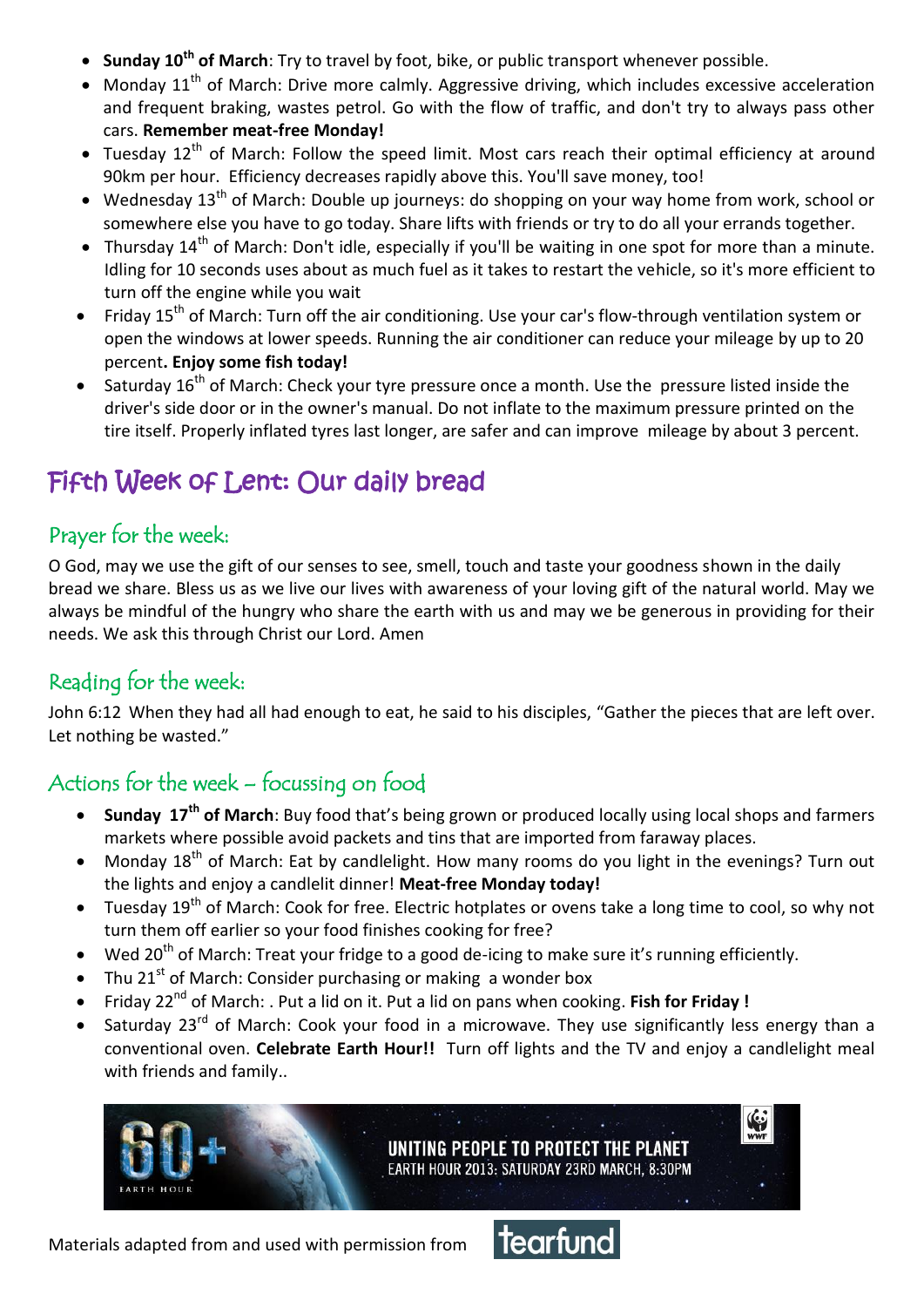- **Sunday 10th of March**: Try to travel by foot, bike, or public transport whenever possible.
- Monday 11th of March: Drive more calmly. Aggressive driving, which includes excessive acceleration and frequent braking, wastes petrol. Go with the flow of traffic, and don't try to always pass other cars. **Remember meat-free Monday!**
- Tuesday 12th of March: Follow the speed limit. Most cars reach their optimal efficiency at around 90km per hour. Efficiency decreases rapidly above this. You'll save money, too!
- Wednesday 13th of March: Double up journeys: do shopping on your way home from work, school or somewhere else you have to go today. Share lifts with friends or try to do all your errands together.
- Thursday 14th of March: Don't idle, especially if you'll be waiting in one spot for more than a minute. Idling for 10 seconds uses about as much fuel as it takes to restart the vehicle, so it's more efficient to turn off the engine while you wait
- Friday 15th of March: Turn off the air conditioning. Use your car's flow-through ventilation system or open the windows at lower speeds. Running the air conditioner can reduce your mileage by up to 20 percent**. Enjoy some fish today!**
- Saturday 16th of March: Check your tyre pressure once a month. Use the pressure listed inside the driver's side door or in the owner's manual. Do not inflate to the maximum pressure printed on the tire itself. Properly inflated tyres last longer, are safer and can improve mileage by about 3 percent.

# Fifth Week of Lent: Our daily bread

## Prayer for the week:

O God, may we use the gift of our senses to see, smell, touch and taste your goodness shown in the daily bread we share. Bless us as we live our lives with awareness of your loving gift of the natural world. May we always be mindful of the hungry who share the earth with us and may we be generous in providing for their needs. We ask this through Christ our Lord. Amen

## Reading for the week:

John 6:12 When they had all had enough to eat, he said to his disciples, "Gather the pieces that are left over. Let nothing be wasted."

## Actions for the week – focussing on food

- **Sunday 17th of March**: Buy food that's being grown or produced locally using local shops and farmers markets where possible avoid packets and tins that are imported from faraway places.
- Monday 18th of March: Eat by candlelight. How many rooms do you light in the evenings? Turn out the lights and enjoy a candlelit dinner! **Meat-free Monday today!**
- Tuesday 19th of March: Cook for free. Electric hotplates or ovens take a long time to cool, so why not turn them off earlier so your food finishes cooking for free?
- Wed 20th of March: Treat your fridge to a good de-icing to make sure it's running efficiently.
- Thu 21st of March: Consider purchasing or making a wonder box
- Friday 22nd of March: . Put a lid on it. Put a lid on pans when cooking. **Fish for Friday !**
- Saturday 23rd of March: Cook your food in a microwave. They use significantly less energy than a conventional oven. **Celebrate Earth Hour!!** Turn off lights and the TV and enjoy a candlelight meal with friends and family..

60+ EARTH HOUR

UNITING PEOPLE TO PROTECT THE PLANET

EARTH HOUR 2013: SATURDAY 23RD MARCH, 8:30PM

WWF

Materials adapted from and used with permission from tearfund